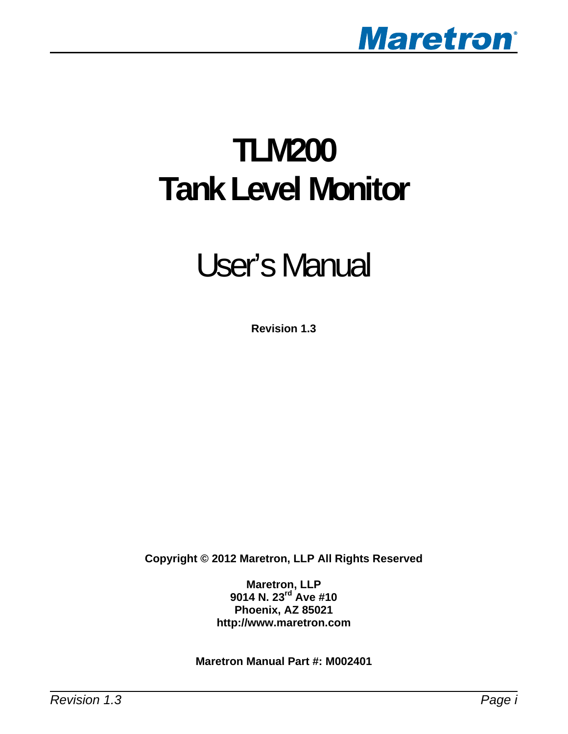# TLM200 Tank Level Monitor

# User's Manual

**Revision 1.3**

**Copyright © 2012 Maretron, LLP All Rights Reserved**

**Maretron, LLP**
**9014 N. 23rd Ave #10**
**Phoenix, AZ 85021**
**http://www.maretron.com**

**Maretron Manual Part #: M002401**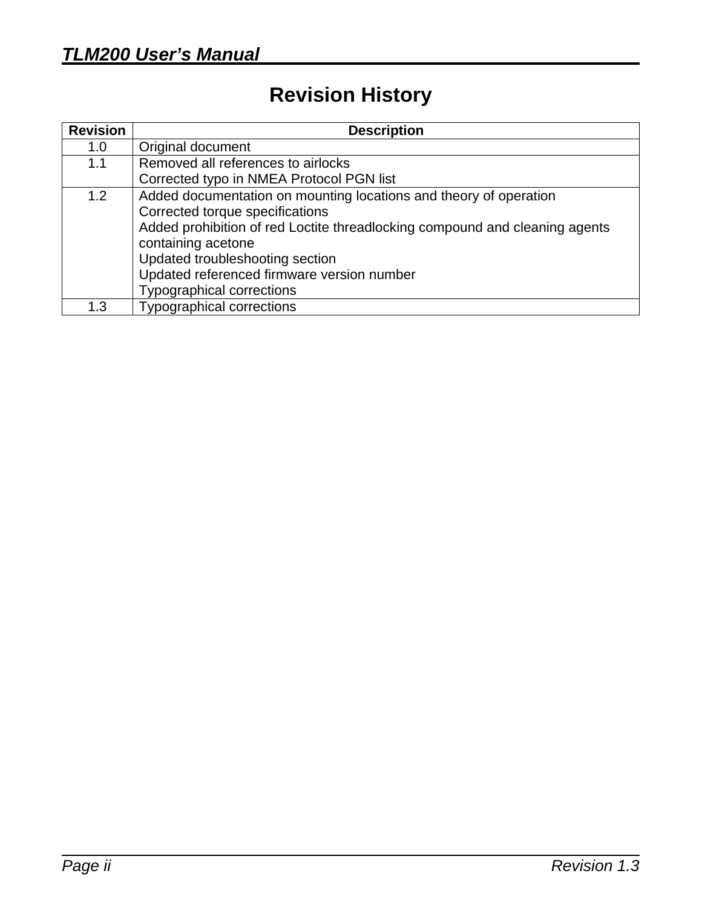# Revision History

| Revision | Description |
|---|---|
| 1.0 | Original document |
| 1.1 | Removed all references to airlocks<br>Corrected typo in NMEA Protocol PGN list |
| 1.2 | Added documentation on mounting locations and theory of operation<br>Corrected torque specifications<br>Added prohibition of red Loctite threadlocking compound and cleaning agents containing acetone<br>Updated troubleshooting section<br>Updated referenced firmware version number<br>Typographical corrections |
| 1.3 | Typographical corrections |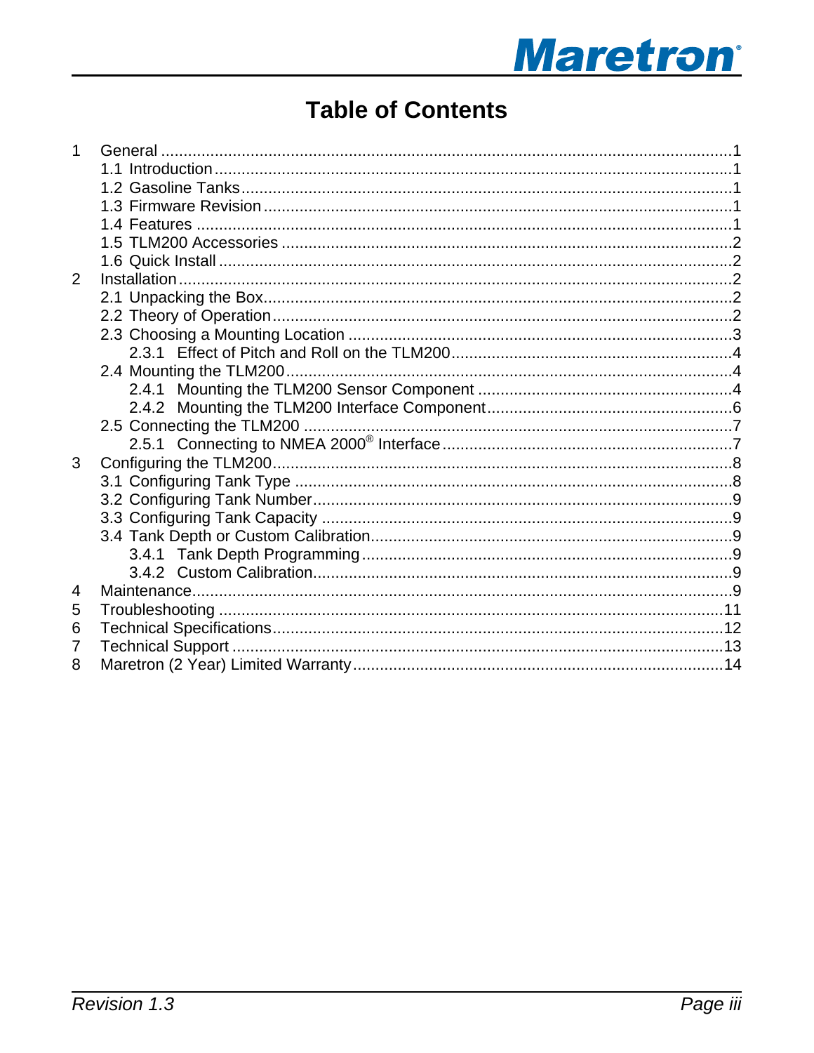# Table of Contents

1 General ....................................................................................................................1
  1.1 Introduction ..........................................................................................................1
  1.2 Gasoline Tanks ......................................................................................................1
  1.3 Firmware Revision .................................................................................................1
  1.4 Features ................................................................................................................1
  1.5 TLM200 Accessories .............................................................................................2
  1.6 Quick Install ..........................................................................................................2
2 Installation ...............................................................................................................2
  2.1 Unpacking the Box .................................................................................................2
  2.2 Theory of Operation ...............................................................................................2
  2.3 Choosing a Mounting Location ..............................................................................3
    2.3.1 Effect of Pitch and Roll on the TLM200 .............................................................4
  2.4 Mounting the TLM200 ............................................................................................4
    2.4.1 Mounting the TLM200 Sensor Component ........................................................4
    2.4.2 Mounting the TLM200 Interface Component ......................................................6
  2.5 Connecting the TLM200 .........................................................................................7
    2.5.1 Connecting to NMEA 2000® Interface ................................................................7
3 Configuring the TLM200 ...........................................................................................8
  3.1 Configuring Tank Type ...........................................................................................8
  3.2 Configuring Tank Number .......................................................................................9
  3.3 Configuring Tank Capacity ......................................................................................9
  3.4 Tank Depth or Custom Calibration ..........................................................................9
    3.4.1 Tank Depth Programming ..................................................................................9
    3.4.2 Custom Calibration .............................................................................................9
4 Maintenance ..............................................................................................................9
5 Troubleshooting .......................................................................................................11
6 Technical Specifications ..........................................................................................12
7 Technical Support ....................................................................................................13
8 Maretron (2 Year) Limited Warranty .........................................................................14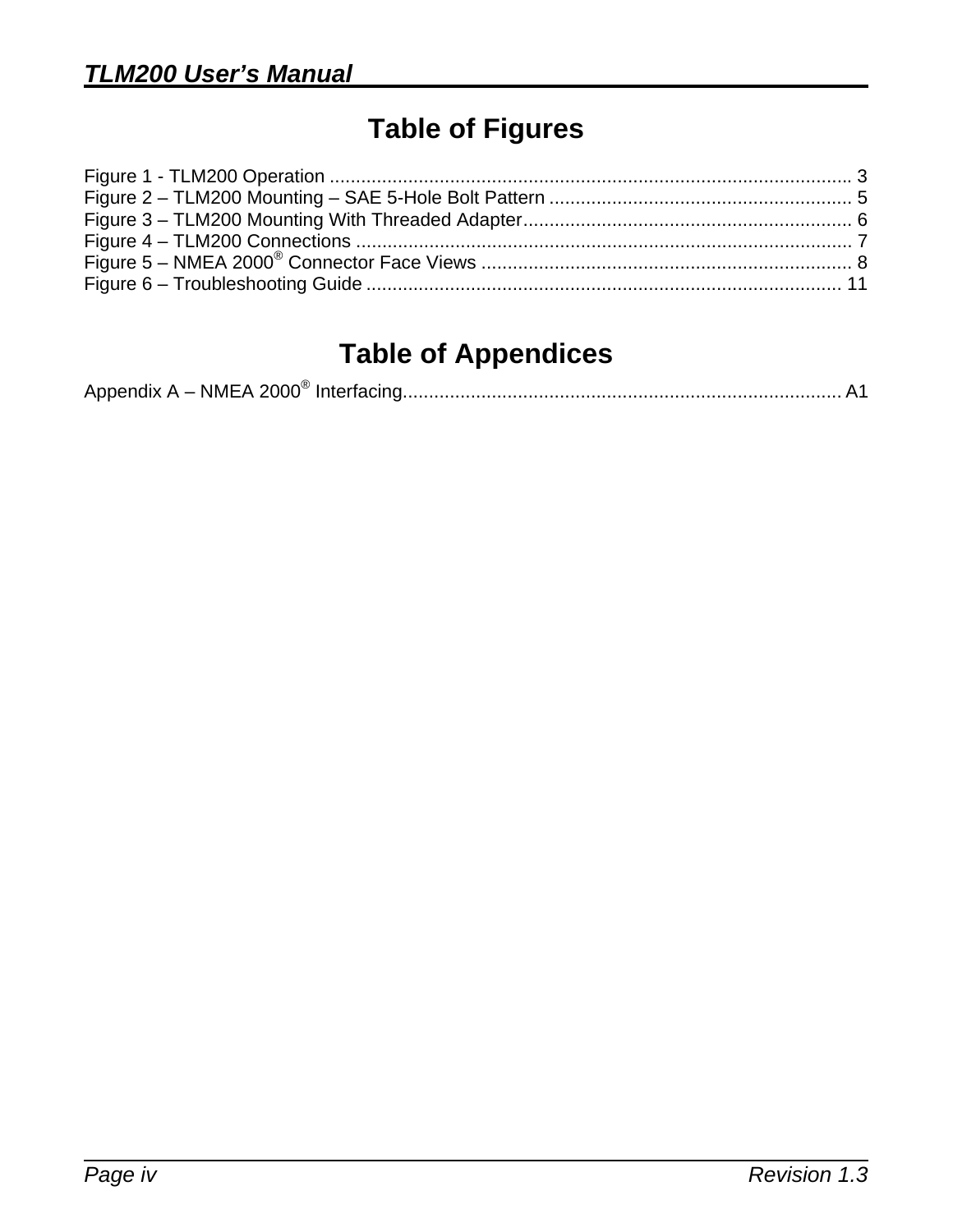# Table of Figures

Figure 1 - TLM200 Operation .................................................................................................... 3
Figure 2 – TLM200 Mounting – SAE 5-Hole Bolt Pattern .......................................................... 5
Figure 3 – TLM200 Mounting With Threaded Adapter.............................................................. 6
Figure 4 – TLM200 Connections .............................................................................................. 7
Figure 5 – NMEA 2000® Connector Face Views ...................................................................... 8
Figure 6 – Troubleshooting Guide ........................................................................................... 11

# Table of Appendices

Appendix A – NMEA 2000® Interfacing.................................................................................... A1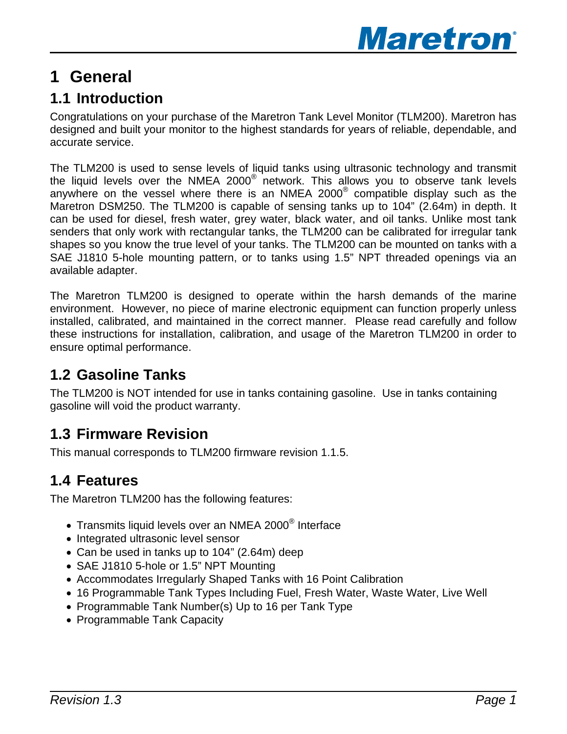# 1 General

## 1.1 Introduction

Congratulations on your purchase of the Maretron Tank Level Monitor (TLM200). Maretron has designed and built your monitor to the highest standards for years of reliable, dependable, and accurate service.

The TLM200 is used to sense levels of liquid tanks using ultrasonic technology and transmit the liquid levels over the NMEA 2000® network. This allows you to observe tank levels anywhere on the vessel where there is an NMEA 2000® compatible display such as the Maretron DSM250. The TLM200 is capable of sensing tanks up to 104" (2.64m) in depth. It can be used for diesel, fresh water, grey water, black water, and oil tanks. Unlike most tank senders that only work with rectangular tanks, the TLM200 can be calibrated for irregular tank shapes so you know the true level of your tanks. The TLM200 can be mounted on tanks with a SAE J1810 5-hole mounting pattern, or to tanks using 1.5" NPT threaded openings via an available adapter.

The Maretron TLM200 is designed to operate within the harsh demands of the marine environment. However, no piece of marine electronic equipment can function properly unless installed, calibrated, and maintained in the correct manner. Please read carefully and follow these instructions for installation, calibration, and usage of the Maretron TLM200 in order to ensure optimal performance.

## 1.2 Gasoline Tanks

The TLM200 is NOT intended for use in tanks containing gasoline. Use in tanks containing gasoline will void the product warranty.

## 1.3 Firmware Revision

This manual corresponds to TLM200 firmware revision 1.1.5.

## 1.4 Features

The Maretron TLM200 has the following features:

- Transmits liquid levels over an NMEA 2000® Interface
- Integrated ultrasonic level sensor
- Can be used in tanks up to 104" (2.64m) deep
- SAE J1810 5-hole or 1.5" NPT Mounting
- Accommodates Irregularly Shaped Tanks with 16 Point Calibration
- 16 Programmable Tank Types Including Fuel, Fresh Water, Waste Water, Live Well
- Programmable Tank Number(s) Up to 16 per Tank Type
- Programmable Tank Capacity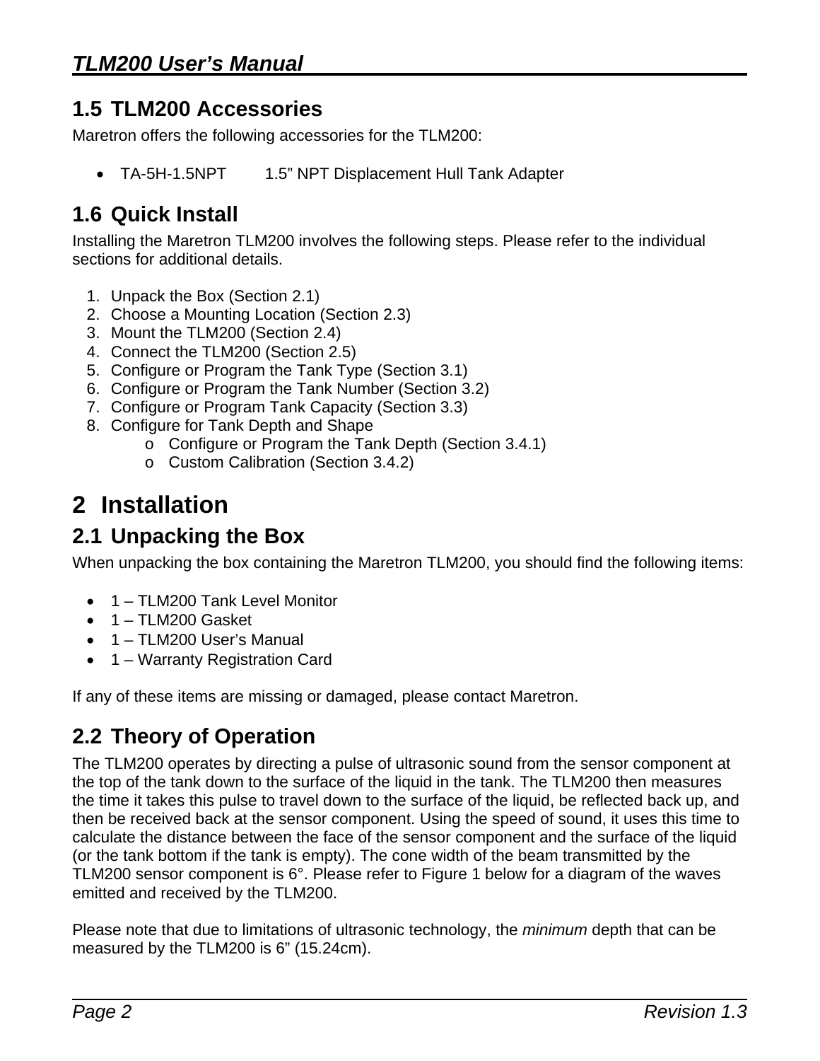## 1.5 TLM200 Accessories

Maretron offers the following accessories for the TLM200:

- TA-5H-1.5NPT 1.5" NPT Displacement Hull Tank Adapter

## 1.6 Quick Install

Installing the Maretron TLM200 involves the following steps. Please refer to the individual sections for additional details.

1. Unpack the Box (Section 2.1)
2. Choose a Mounting Location (Section 2.3)
3. Mount the TLM200 (Section 2.4)
4. Connect the TLM200 (Section 2.5)
5. Configure or Program the Tank Type (Section 3.1)
6. Configure or Program the Tank Number (Section 3.2)
7. Configure or Program Tank Capacity (Section 3.3)
8. Configure for Tank Depth and Shape
    - Configure or Program the Tank Depth (Section 3.4.1)
    - Custom Calibration (Section 3.4.2)

# 2 Installation

## 2.1 Unpacking the Box

When unpacking the box containing the Maretron TLM200, you should find the following items:

- 1 – TLM200 Tank Level Monitor
- 1 – TLM200 Gasket
- 1 – TLM200 User's Manual
- 1 – Warranty Registration Card

If any of these items are missing or damaged, please contact Maretron.

## 2.2 Theory of Operation

The TLM200 operates by directing a pulse of ultrasonic sound from the sensor component at the top of the tank down to the surface of the liquid in the tank. The TLM200 then measures the time it takes this pulse to travel down to the surface of the liquid, be reflected back up, and then be received back at the sensor component. Using the speed of sound, it uses this time to calculate the distance between the face of the sensor component and the surface of the liquid (or the tank bottom if the tank is empty). The cone width of the beam transmitted by the TLM200 sensor component is 6°. Please refer to Figure 1 below for a diagram of the waves emitted and received by the TLM200.

Please note that due to limitations of ultrasonic technology, the *minimum* depth that can be measured by the TLM200 is 6" (15.24cm).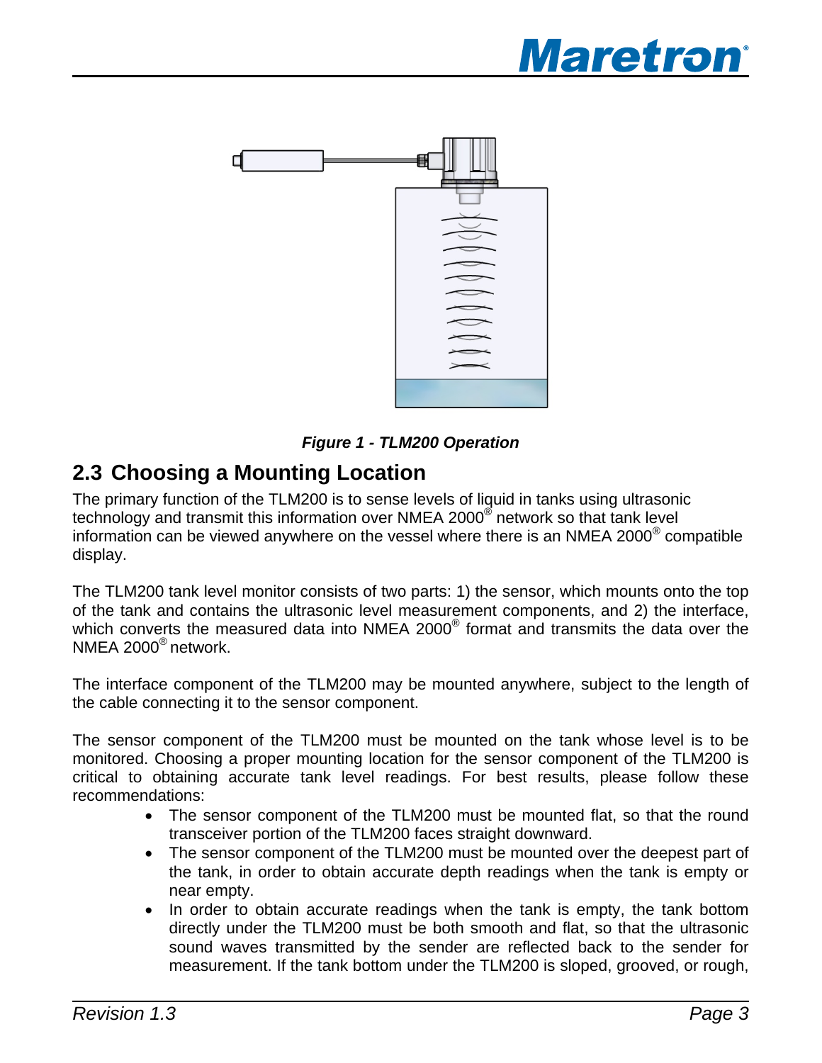*Figure 1 - TLM200 Operation*

## 2.3 Choosing a Mounting Location

The primary function of the TLM200 is to sense levels of liquid in tanks using ultrasonic technology and transmit this information over NMEA 2000® network so that tank level information can be viewed anywhere on the vessel where there is an NMEA 2000® compatible display.

The TLM200 tank level monitor consists of two parts: 1) the sensor, which mounts onto the top of the tank and contains the ultrasonic level measurement components, and 2) the interface, which converts the measured data into NMEA 2000® format and transmits the data over the NMEA 2000® network.

The interface component of the TLM200 may be mounted anywhere, subject to the length of the cable connecting it to the sensor component.

The sensor component of the TLM200 must be mounted on the tank whose level is to be monitored. Choosing a proper mounting location for the sensor component of the TLM200 is critical to obtaining accurate tank level readings. For best results, please follow these recommendations:

- The sensor component of the TLM200 must be mounted flat, so that the round transceiver portion of the TLM200 faces straight downward.
- The sensor component of the TLM200 must be mounted over the deepest part of the tank, in order to obtain accurate depth readings when the tank is empty or near empty.
- In order to obtain accurate readings when the tank is empty, the tank bottom directly under the TLM200 must be both smooth and flat, so that the ultrasonic sound waves transmitted by the sender are reflected back to the sender for measurement. If the tank bottom under the TLM200 is sloped, grooved, or rough,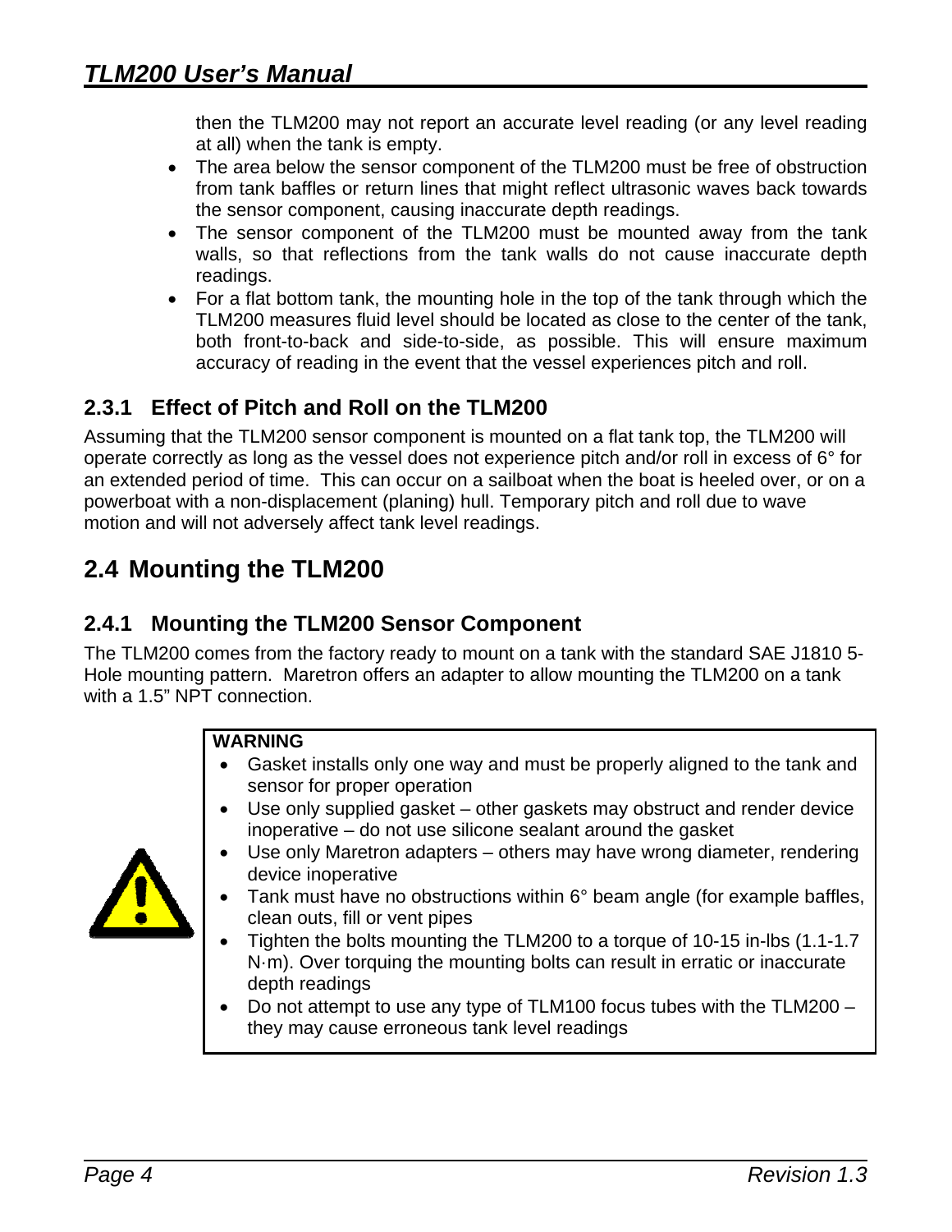then the TLM200 may not report an accurate level reading (or any level reading at all) when the tank is empty.

- The area below the sensor component of the TLM200 must be free of obstruction from tank baffles or return lines that might reflect ultrasonic waves back towards the sensor component, causing inaccurate depth readings.
- The sensor component of the TLM200 must be mounted away from the tank walls, so that reflections from the tank walls do not cause inaccurate depth readings.
- For a flat bottom tank, the mounting hole in the top of the tank through which the TLM200 measures fluid level should be located as close to the center of the tank, both front-to-back and side-to-side, as possible. This will ensure maximum accuracy of reading in the event that the vessel experiences pitch and roll.

### 2.3.1 Effect of Pitch and Roll on the TLM200

Assuming that the TLM200 sensor component is mounted on a flat tank top, the TLM200 will operate correctly as long as the vessel does not experience pitch and/or roll in excess of 6° for an extended period of time. This can occur on a sailboat when the boat is heeled over, or on a powerboat with a non-displacement (planing) hull. Temporary pitch and roll due to wave motion and will not adversely affect tank level readings.

## 2.4 Mounting the TLM200

### 2.4.1 Mounting the TLM200 Sensor Component

The TLM200 comes from the factory ready to mount on a tank with the standard SAE J1810 5-Hole mounting pattern. Maretron offers an adapter to allow mounting the TLM200 on a tank with a 1.5" NPT connection.

**WARNING**

- Gasket installs only one way and must be properly aligned to the tank and sensor for proper operation
- Use only supplied gasket – other gaskets may obstruct and render device inoperative – do not use silicone sealant around the gasket
- Use only Maretron adapters – others may have wrong diameter, rendering device inoperative
- Tank must have no obstructions within 6° beam angle (for example baffles, clean outs, fill or vent pipes
- Tighten the bolts mounting the TLM200 to a torque of 10-15 in-lbs (1.1-1.7 N·m). Over torquing the mounting bolts can result in erratic or inaccurate depth readings
- Do not attempt to use any type of TLM100 focus tubes with the TLM200 – they may cause erroneous tank level readings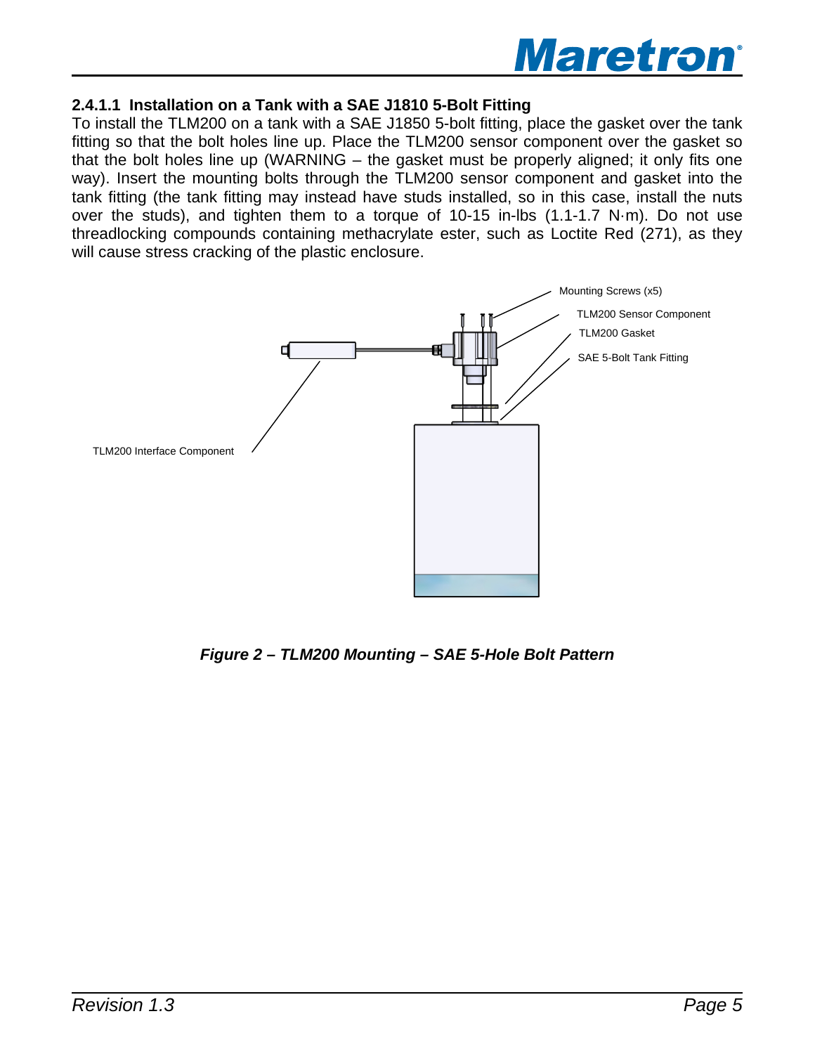#### 2.4.1.1 Installation on a Tank with a SAE J1810 5-Bolt Fitting

To install the TLM200 on a tank with a SAE J1850 5-bolt fitting, place the gasket over the tank fitting so that the bolt holes line up. Place the TLM200 sensor component over the gasket so that the bolt holes line up (WARNING – the gasket must be properly aligned; it only fits one way). Insert the mounting bolts through the TLM200 sensor component and gasket into the tank fitting (the tank fitting may instead have studs installed, so in this case, install the nuts over the studs), and tighten them to a torque of 10-15 in-lbs (1.1-1.7 N·m). Do not use threadlocking compounds containing methacrylate ester, such as Loctite Red (271), as they will cause stress cracking of the plastic enclosure.

Mounting Screws (x5)

TLM200 Sensor Component

TLM200 Gasket

SAE 5-Bolt Tank Fitting

TLM200 Interface Component

***Figure 2 – TLM200 Mounting – SAE 5-Hole Bolt Pattern***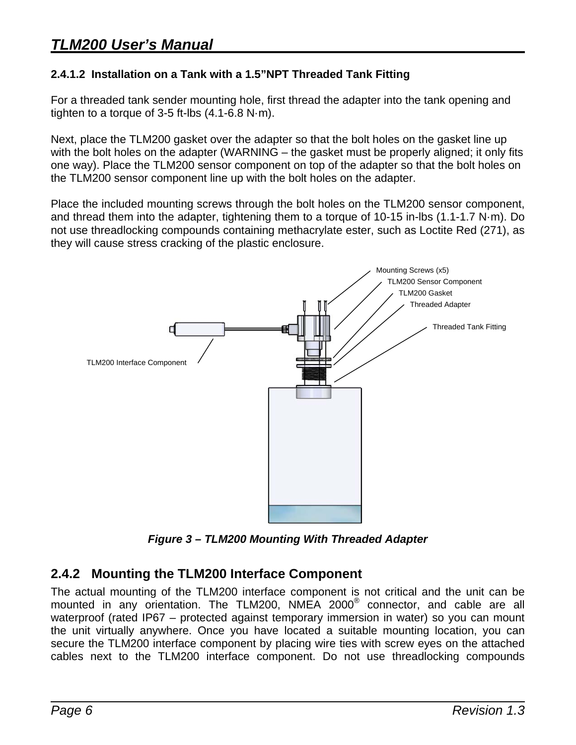#### 2.4.1.2 Installation on a Tank with a 1.5”NPT Threaded Tank Fitting

For a threaded tank sender mounting hole, first thread the adapter into the tank opening and tighten to a torque of 3-5 ft-lbs (4.1-6.8 N·m).

Next, place the TLM200 gasket over the adapter so that the bolt holes on the gasket line up with the bolt holes on the adapter (WARNING – the gasket must be properly aligned; it only fits one way). Place the TLM200 sensor component on top of the adapter so that the bolt holes on the TLM200 sensor component line up with the bolt holes on the adapter.

Place the included mounting screws through the bolt holes on the TLM200 sensor component, and thread them into the adapter, tightening them to a torque of 10-15 in-lbs (1.1-1.7 N·m). Do not use threadlocking compounds containing methacrylate ester, such as Loctite Red (271), as they will cause stress cracking of the plastic enclosure.

Mounting Screws (x5)
TLM200 Sensor Component
TLM200 Gasket
Threaded Adapter
Threaded Tank Fitting
TLM200 Interface Component

*Figure 3 – TLM200 Mounting With Threaded Adapter*

### 2.4.2 Mounting the TLM200 Interface Component

The actual mounting of the TLM200 interface component is not critical and the unit can be mounted in any orientation. The TLM200, NMEA 2000® connector, and cable are all waterproof (rated IP67 – protected against temporary immersion in water) so you can mount the unit virtually anywhere. Once you have located a suitable mounting location, you can secure the TLM200 interface component by placing wire ties with screw eyes on the attached cables next to the TLM200 interface component. Do not use threadlocking compounds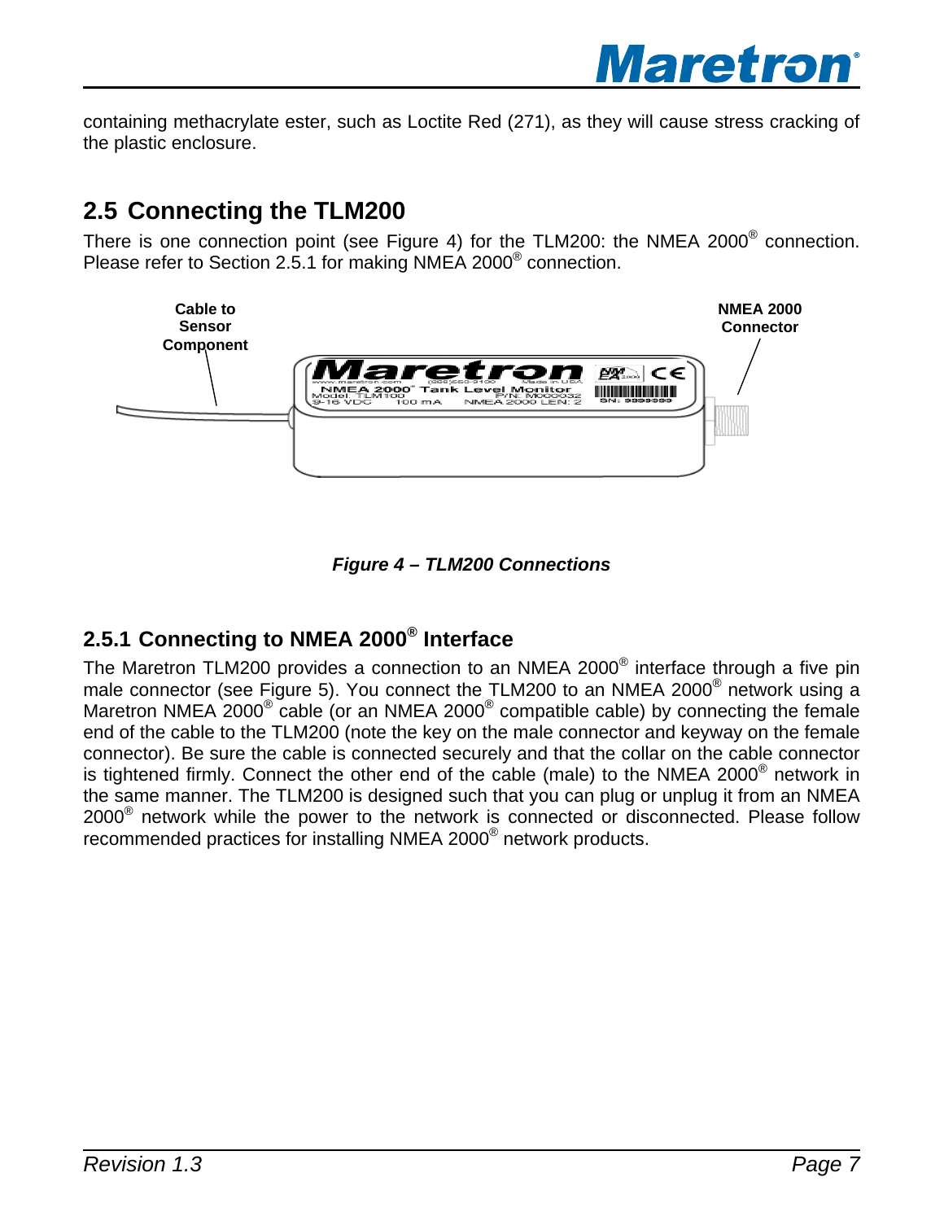containing methacrylate ester, such as Loctite Red (271), as they will cause stress cracking of the plastic enclosure.

## 2.5 Connecting the TLM200

There is one connection point (see Figure 4) for the TLM200: the NMEA 2000® connection. Please refer to Section 2.5.1 for making NMEA 2000® connection.

***Figure 4 – TLM200 Connections***

### 2.5.1 Connecting to NMEA 2000® Interface

The Maretron TLM200 provides a connection to an NMEA 2000® interface through a five pin male connector (see Figure 5). You connect the TLM200 to an NMEA 2000® network using a Maretron NMEA 2000® cable (or an NMEA 2000® compatible cable) by connecting the female end of the cable to the TLM200 (note the key on the male connector and keyway on the female connector). Be sure the cable is connected securely and that the collar on the cable connector is tightened firmly. Connect the other end of the cable (male) to the NMEA 2000® network in the same manner. The TLM200 is designed such that you can plug or unplug it from an NMEA 2000® network while the power to the network is connected or disconnected. Please follow recommended practices for installing NMEA 2000® network products.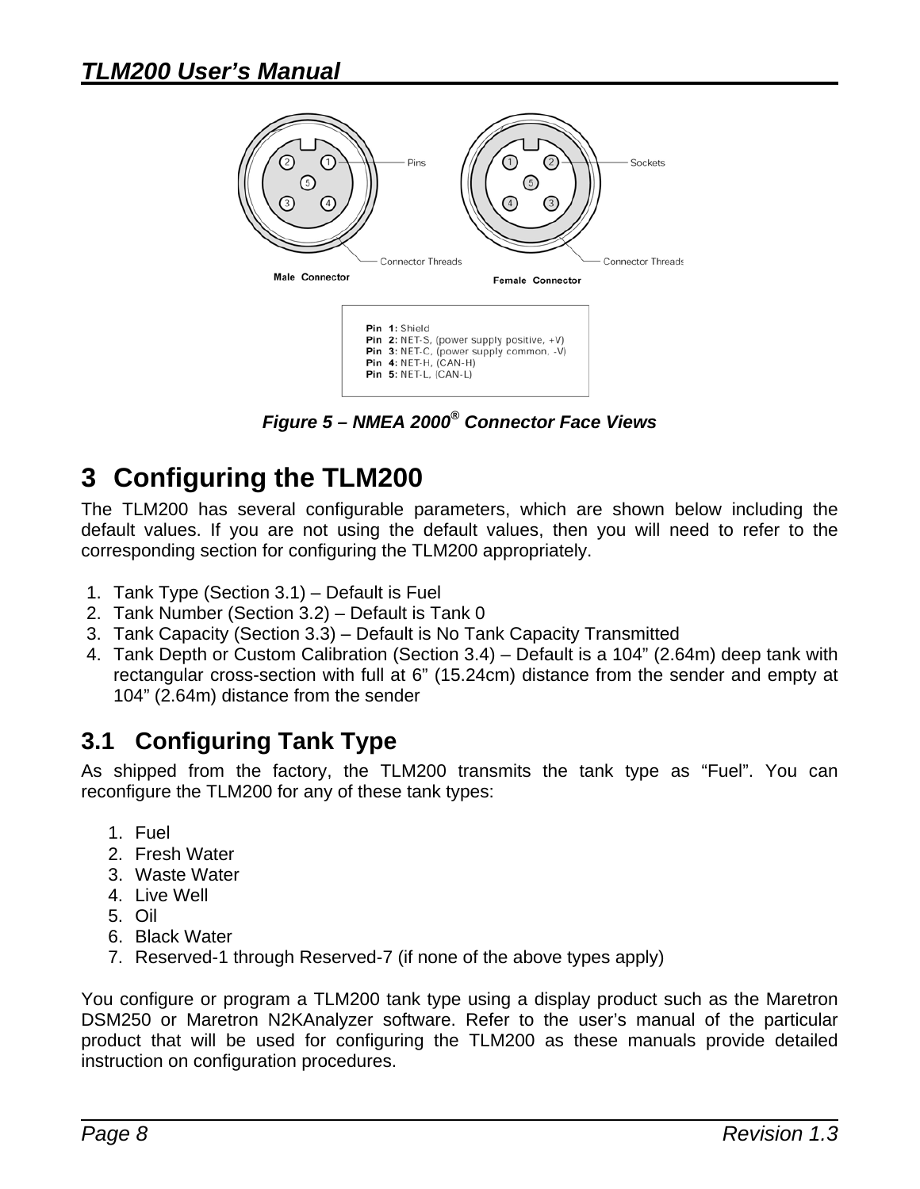Pin 1: Shield
Pin 2: NET-S, (power supply positive, +V)
Pin 3: NET-C, (power supply common, -V)
Pin 4: NET-H, (CAN-H)
Pin 5: NET-L, (CAN-L)

*Figure 5 – NMEA 2000® Connector Face Views*

# 3 Configuring the TLM200

The TLM200 has several configurable parameters, which are shown below including the default values. If you are not using the default values, then you will need to refer to the corresponding section for configuring the TLM200 appropriately.

1. Tank Type (Section 3.1) – Default is Fuel
2. Tank Number (Section 3.2) – Default is Tank 0
3. Tank Capacity (Section 3.3) – Default is No Tank Capacity Transmitted
4. Tank Depth or Custom Calibration (Section 3.4) – Default is a 104" (2.64m) deep tank with rectangular cross-section with full at 6" (15.24cm) distance from the sender and empty at 104" (2.64m) distance from the sender

## 3.1 Configuring Tank Type

As shipped from the factory, the TLM200 transmits the tank type as "Fuel". You can reconfigure the TLM200 for any of these tank types:

1. Fuel
2. Fresh Water
3. Waste Water
4. Live Well
5. Oil
6. Black Water
7. Reserved-1 through Reserved-7 (if none of the above types apply)

You configure or program a TLM200 tank type using a display product such as the Maretron DSM250 or Maretron N2KAnalyzer software. Refer to the user's manual of the particular product that will be used for configuring the TLM200 as these manuals provide detailed instruction on configuration procedures.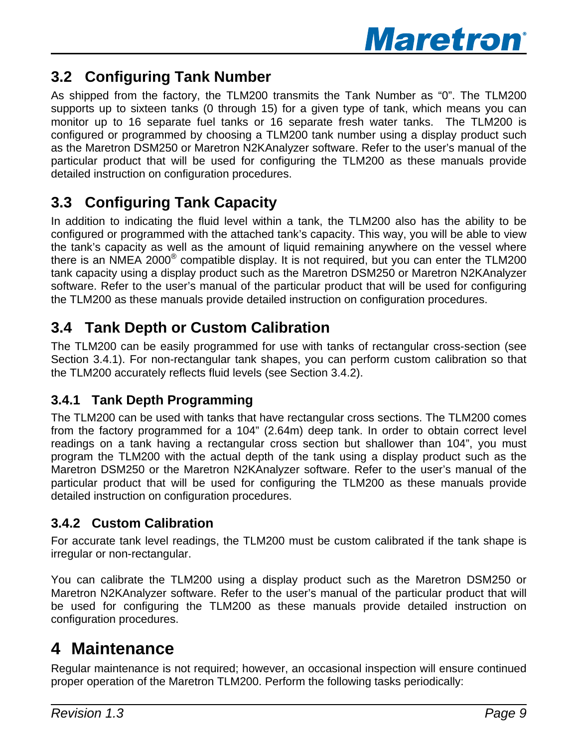## 3.2 Configuring Tank Number

As shipped from the factory, the TLM200 transmits the Tank Number as “0”. The TLM200 supports up to sixteen tanks (0 through 15) for a given type of tank, which means you can monitor up to 16 separate fuel tanks or 16 separate fresh water tanks. The TLM200 is configured or programmed by choosing a TLM200 tank number using a display product such as the Maretron DSM250 or Maretron N2KAnalyzer software. Refer to the user’s manual of the particular product that will be used for configuring the TLM200 as these manuals provide detailed instruction on configuration procedures.

## 3.3 Configuring Tank Capacity

In addition to indicating the fluid level within a tank, the TLM200 also has the ability to be configured or programmed with the attached tank’s capacity. This way, you will be able to view the tank’s capacity as well as the amount of liquid remaining anywhere on the vessel where there is an NMEA 2000® compatible display. It is not required, but you can enter the TLM200 tank capacity using a display product such as the Maretron DSM250 or Maretron N2KAnalyzer software. Refer to the user’s manual of the particular product that will be used for configuring the TLM200 as these manuals provide detailed instruction on configuration procedures.

## 3.4 Tank Depth or Custom Calibration

The TLM200 can be easily programmed for use with tanks of rectangular cross-section (see Section 3.4.1). For non-rectangular tank shapes, you can perform custom calibration so that the TLM200 accurately reflects fluid levels (see Section 3.4.2).

### 3.4.1 Tank Depth Programming

The TLM200 can be used with tanks that have rectangular cross sections. The TLM200 comes from the factory programmed for a 104” (2.64m) deep tank. In order to obtain correct level readings on a tank having a rectangular cross section but shallower than 104”, you must program the TLM200 with the actual depth of the tank using a display product such as the Maretron DSM250 or the Maretron N2KAnalyzer software. Refer to the user’s manual of the particular product that will be used for configuring the TLM200 as these manuals provide detailed instruction on configuration procedures.

### 3.4.2 Custom Calibration

For accurate tank level readings, the TLM200 must be custom calibrated if the tank shape is irregular or non-rectangular.

You can calibrate the TLM200 using a display product such as the Maretron DSM250 or Maretron N2KAnalyzer software. Refer to the user’s manual of the particular product that will be used for configuring the TLM200 as these manuals provide detailed instruction on configuration procedures.

# 4 Maintenance

Regular maintenance is not required; however, an occasional inspection will ensure continued proper operation of the Maretron TLM200. Perform the following tasks periodically: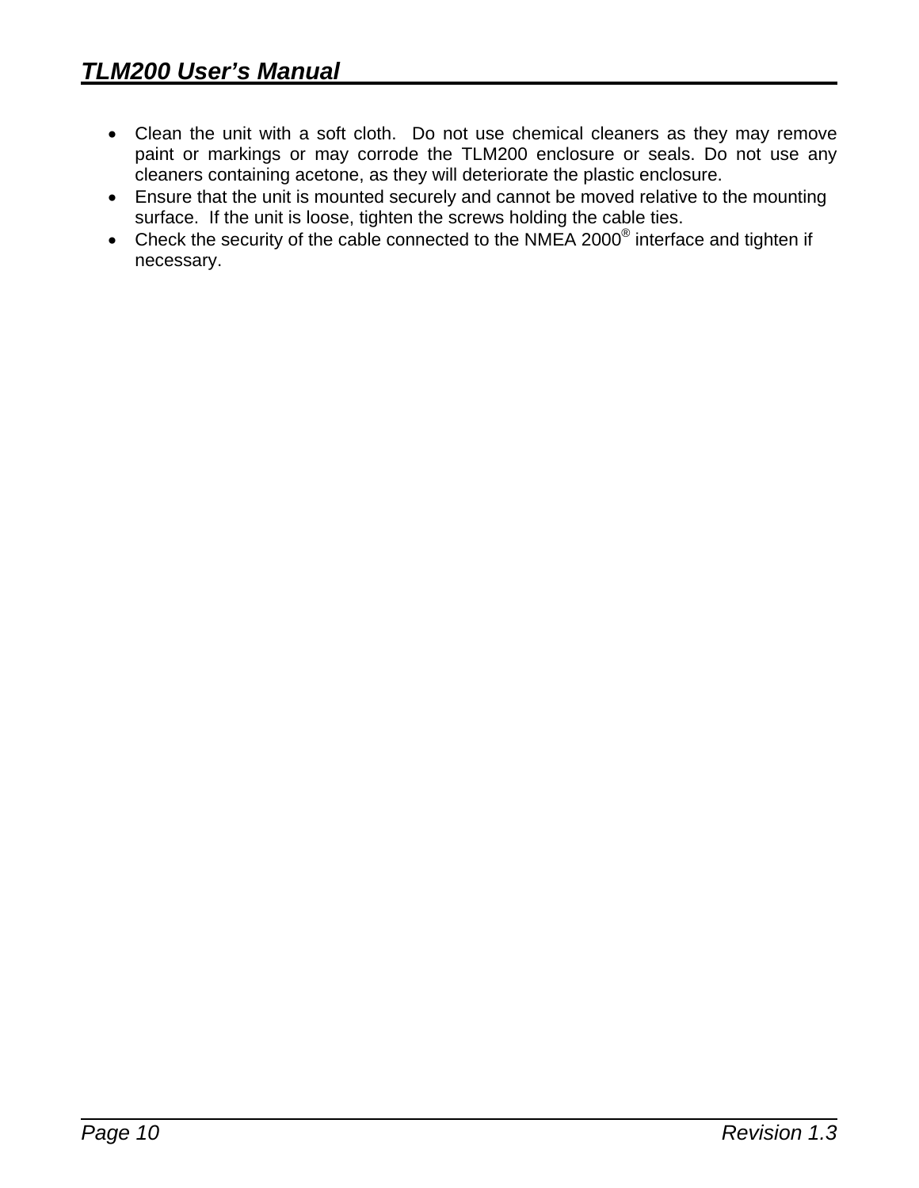- Clean the unit with a soft cloth. Do not use chemical cleaners as they may remove paint or markings or may corrode the TLM200 enclosure or seals. Do not use any cleaners containing acetone, as they will deteriorate the plastic enclosure.
- Ensure that the unit is mounted securely and cannot be moved relative to the mounting surface. If the unit is loose, tighten the screws holding the cable ties.
- Check the security of the cable connected to the NMEA 2000® interface and tighten if necessary.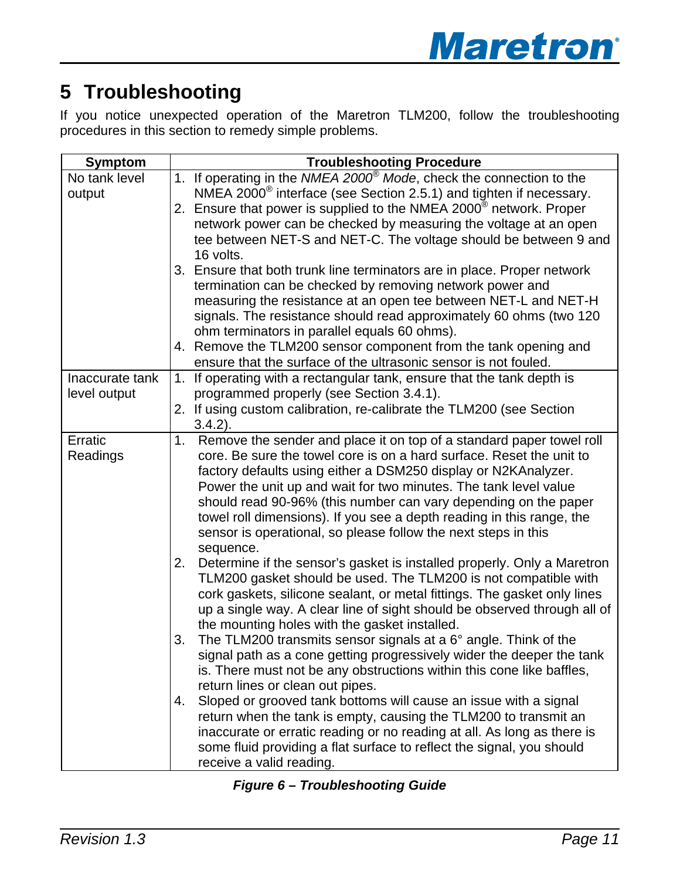# 5 Troubleshooting

If you notice unexpected operation of the Maretron TLM200, follow the troubleshooting procedures in this section to remedy simple problems.

| Symptom | Troubleshooting Procedure |
|---|---|
| No tank level output | 1. If operating in the *NMEA 2000® Mode*, check the connection to the NMEA 2000® interface (see Section 2.5.1) and tighten if necessary.<br>2. Ensure that power is supplied to the NMEA 2000® network. Proper network power can be checked by measuring the voltage at an open tee between NET-S and NET-C. The voltage should be between 9 and 16 volts.<br>3. Ensure that both trunk line terminators are in place. Proper network termination can be checked by removing network power and measuring the resistance at an open tee between NET-L and NET-H signals. The resistance should read approximately 60 ohms (two 120 ohm terminators in parallel equals 60 ohms).<br>4. Remove the TLM200 sensor component from the tank opening and ensure that the surface of the ultrasonic sensor is not fouled. |
| Inaccurate tank level output | 1. If operating with a rectangular tank, ensure that the tank depth is programmed properly (see Section 3.4.1).<br>2. If using custom calibration, re-calibrate the TLM200 (see Section 3.4.2). |
| Erratic Readings | 1. Remove the sender and place it on top of a standard paper towel roll core. Be sure the towel core is on a hard surface. Reset the unit to factory defaults using either a DSM250 display or N2KAnalyzer. Power the unit up and wait for two minutes. The tank level value should read 90-96% (this number can vary depending on the paper towel roll dimensions). If you see a depth reading in this range, the sensor is operational, so please follow the next steps in this sequence.<br>2. Determine if the sensor's gasket is installed properly. Only a Maretron TLM200 gasket should be used. The TLM200 is not compatible with cork gaskets, silicone sealant, or metal fittings. The gasket only lines up a single way. A clear line of sight should be observed through all of the mounting holes with the gasket installed.<br>3. The TLM200 transmits sensor signals at a 6° angle. Think of the signal path as a cone getting progressively wider the deeper the tank is. There must not be any obstructions within this cone like baffles, return lines or clean out pipes.<br>4. Sloped or grooved tank bottoms will cause an issue with a signal return when the tank is empty, causing the TLM200 to transmit an inaccurate or erratic reading or no reading at all. As long as there is some fluid providing a flat surface to reflect the signal, you should receive a valid reading. |

***Figure 6 – Troubleshooting Guide***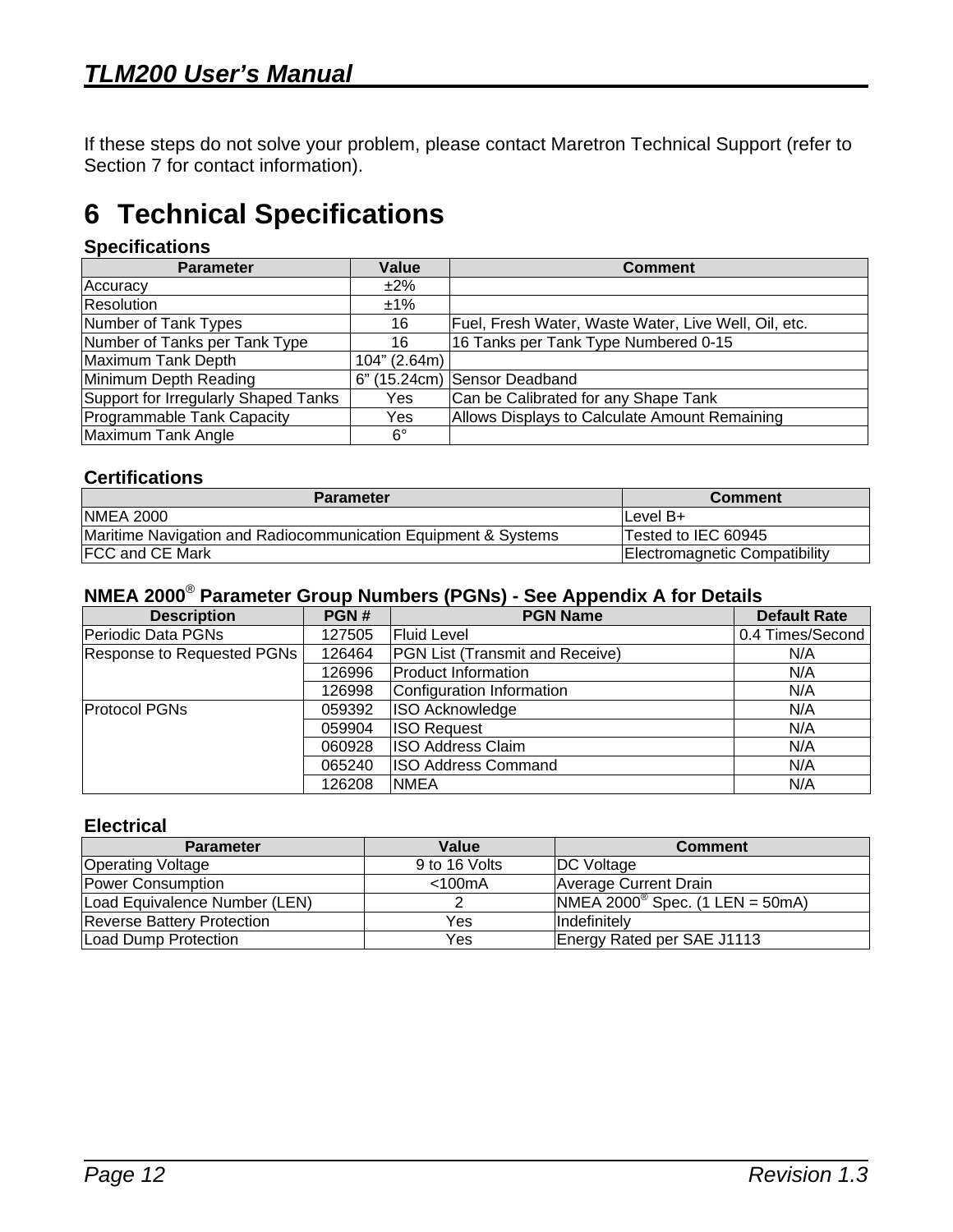If these steps do not solve your problem, please contact Maretron Technical Support (refer to Section 7 for contact information).

# 6 Technical Specifications

**Specifications**

| Parameter | Value | Comment |
|---|---|---|
| Accuracy | ±2% | |
| Resolution | ±1% | |
| Number of Tank Types | 16 | Fuel, Fresh Water, Waste Water, Live Well, Oil, etc. |
| Number of Tanks per Tank Type | 16 | 16 Tanks per Tank Type Numbered 0-15 |
| Maximum Tank Depth | 104" (2.64m) | |
| Minimum Depth Reading | 6" (15.24cm) | Sensor Deadband |
| Support for Irregularly Shaped Tanks | Yes | Can be Calibrated for any Shape Tank |
| Programmable Tank Capacity | Yes | Allows Displays to Calculate Amount Remaining |
| Maximum Tank Angle | 6° | |

**Certifications**

| Parameter | Comment |
|---|---|
| NMEA 2000 | Level B+ |
| Maritime Navigation and Radiocommunication Equipment & Systems | Tested to IEC 60945 |
| FCC and CE Mark | Electromagnetic Compatibility |

**NMEA 2000® Parameter Group Numbers (PGNs) - See Appendix A for Details**

| Description | PGN # | PGN Name | Default Rate |
|---|---|---|---|
| Periodic Data PGNs | 127505 | Fluid Level | 0.4 Times/Second |
| Response to Requested PGNs | 126464 | PGN List (Transmit and Receive) | N/A |
| | 126996 | Product Information | N/A |
| | 126998 | Configuration Information | N/A |
| Protocol PGNs | 059392 | ISO Acknowledge | N/A |
| | 059904 | ISO Request | N/A |
| | 060928 | ISO Address Claim | N/A |
| | 065240 | ISO Address Command | N/A |
| | 126208 | NMEA | N/A |

**Electrical**

| Parameter | Value | Comment |
|---|---|---|
| Operating Voltage | 9 to 16 Volts | DC Voltage |
| Power Consumption | <100mA | Average Current Drain |
| Load Equivalence Number (LEN) | 2 | NMEA 2000® Spec. (1 LEN = 50mA) |
| Reverse Battery Protection | Yes | Indefinitely |
| Load Dump Protection | Yes | Energy Rated per SAE J1113 |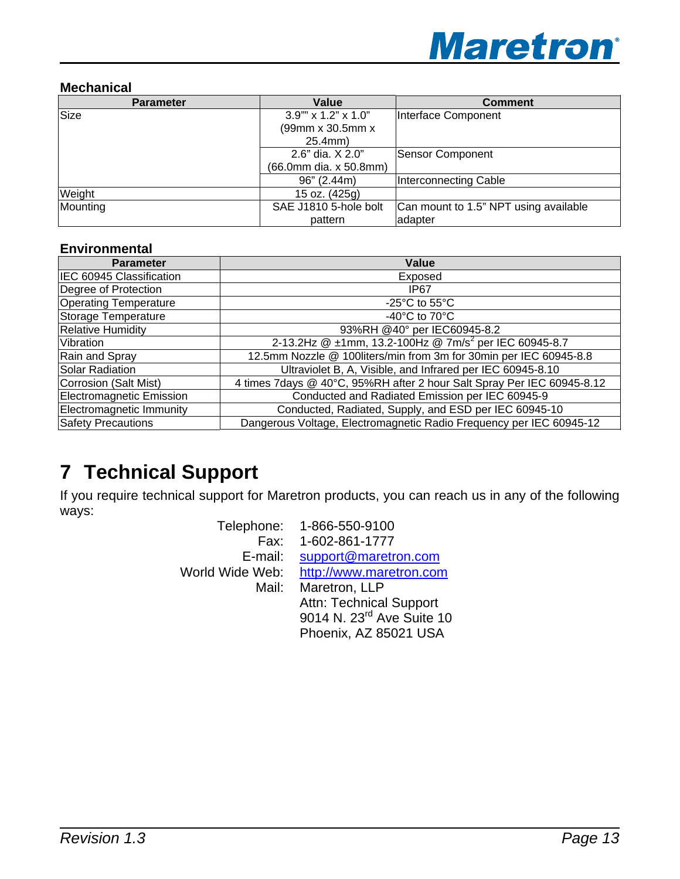### Mechanical

| Parameter | Value | Comment |
|---|---|---|
| Size | 3.9"" x 1.2" x 1.0" (99mm x 30.5mm x 25.4mm) | Interface Component |
| | 2.6" dia. X 2.0" (66.0mm dia. x 50.8mm) | Sensor Component |
| | 96" (2.44m) | Interconnecting Cable |
| Weight | 15 oz. (425g) | |
| Mounting | SAE J1810 5-hole bolt pattern | Can mount to 1.5" NPT using available adapter |

### Environmental

| Parameter | Value |
|---|---|
| IEC 60945 Classification | Exposed |
| Degree of Protection | IP67 |
| Operating Temperature | -25°C to 55°C |
| Storage Temperature | -40°C to 70°C |
| Relative Humidity | 93%RH @40° per IEC60945-8.2 |
| Vibration | 2-13.2Hz @ ±1mm, 13.2-100Hz @ 7m/s$^2$ per IEC 60945-8.7 |
| Rain and Spray | 12.5mm Nozzle @ 100liters/min from 3m for 30min per IEC 60945-8.8 |
| Solar Radiation | Ultraviolet B, A, Visible, and Infrared per IEC 60945-8.10 |
| Corrosion (Salt Mist) | 4 times 7days @ 40°C, 95%RH after 2 hour Salt Spray Per IEC 60945-8.12 |
| Electromagnetic Emission | Conducted and Radiated Emission per IEC 60945-9 |
| Electromagnetic Immunity | Conducted, Radiated, Supply, and ESD per IEC 60945-10 |
| Safety Precautions | Dangerous Voltage, Electromagnetic Radio Frequency per IEC 60945-12 |

# 7 Technical Support

If you require technical support for Maretron products, you can reach us in any of the following ways:

Telephone: 1-866-550-9100
Fax: 1-602-861-1777
E-mail: support@maretron.com
World Wide Web: http://www.maretron.com
Mail: Maretron, LLP
Attn: Technical Support
9014 N. 23rd Ave Suite 10
Phoenix, AZ 85021 USA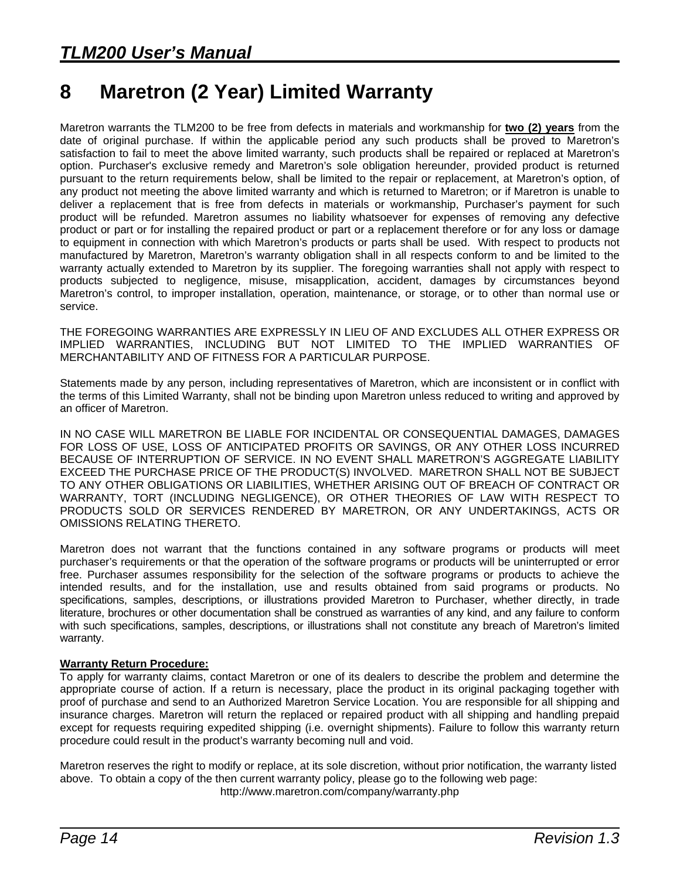# 8 Maretron (2 Year) Limited Warranty

Maretron warrants the TLM200 to be free from defects in materials and workmanship for **two (2) years** from the date of original purchase. If within the applicable period any such products shall be proved to Maretron's satisfaction to fail to meet the above limited warranty, such products shall be repaired or replaced at Maretron's option. Purchaser's exclusive remedy and Maretron's sole obligation hereunder, provided product is returned pursuant to the return requirements below, shall be limited to the repair or replacement, at Maretron's option, of any product not meeting the above limited warranty and which is returned to Maretron; or if Maretron is unable to deliver a replacement that is free from defects in materials or workmanship, Purchaser's payment for such product will be refunded. Maretron assumes no liability whatsoever for expenses of removing any defective product or part or for installing the repaired product or part or a replacement therefore or for any loss or damage to equipment in connection with which Maretron's products or parts shall be used. With respect to products not manufactured by Maretron, Maretron's warranty obligation shall in all respects conform to and be limited to the warranty actually extended to Maretron by its supplier. The foregoing warranties shall not apply with respect to products subjected to negligence, misuse, misapplication, accident, damages by circumstances beyond Maretron's control, to improper installation, operation, maintenance, or storage, or to other than normal use or service.

THE FOREGOING WARRANTIES ARE EXPRESSLY IN LIEU OF AND EXCLUDES ALL OTHER EXPRESS OR IMPLIED WARRANTIES, INCLUDING BUT NOT LIMITED TO THE IMPLIED WARRANTIES OF MERCHANTABILITY AND OF FITNESS FOR A PARTICULAR PURPOSE.

Statements made by any person, including representatives of Maretron, which are inconsistent or in conflict with the terms of this Limited Warranty, shall not be binding upon Maretron unless reduced to writing and approved by an officer of Maretron.

IN NO CASE WILL MARETRON BE LIABLE FOR INCIDENTAL OR CONSEQUENTIAL DAMAGES, DAMAGES FOR LOSS OF USE, LOSS OF ANTICIPATED PROFITS OR SAVINGS, OR ANY OTHER LOSS INCURRED BECAUSE OF INTERRUPTION OF SERVICE. IN NO EVENT SHALL MARETRON'S AGGREGATE LIABILITY EXCEED THE PURCHASE PRICE OF THE PRODUCT(S) INVOLVED. MARETRON SHALL NOT BE SUBJECT TO ANY OTHER OBLIGATIONS OR LIABILITIES, WHETHER ARISING OUT OF BREACH OF CONTRACT OR WARRANTY, TORT (INCLUDING NEGLIGENCE), OR OTHER THEORIES OF LAW WITH RESPECT TO PRODUCTS SOLD OR SERVICES RENDERED BY MARETRON, OR ANY UNDERTAKINGS, ACTS OR OMISSIONS RELATING THERETO.

Maretron does not warrant that the functions contained in any software programs or products will meet purchaser's requirements or that the operation of the software programs or products will be uninterrupted or error free. Purchaser assumes responsibility for the selection of the software programs or products to achieve the intended results, and for the installation, use and results obtained from said programs or products. No specifications, samples, descriptions, or illustrations provided Maretron to Purchaser, whether directly, in trade literature, brochures or other documentation shall be construed as warranties of any kind, and any failure to conform with such specifications, samples, descriptions, or illustrations shall not constitute any breach of Maretron's limited warranty.

**Warranty Return Procedure:**
To apply for warranty claims, contact Maretron or one of its dealers to describe the problem and determine the appropriate course of action. If a return is necessary, place the product in its original packaging together with proof of purchase and send to an Authorized Maretron Service Location. You are responsible for all shipping and insurance charges. Maretron will return the replaced or repaired product with all shipping and handling prepaid except for requests requiring expedited shipping (i.e. overnight shipments). Failure to follow this warranty return procedure could result in the product's warranty becoming null and void.

Maretron reserves the right to modify or replace, at its sole discretion, without prior notification, the warranty listed above. To obtain a copy of the then current warranty policy, please go to the following web page:
http://www.maretron.com/company/warranty.php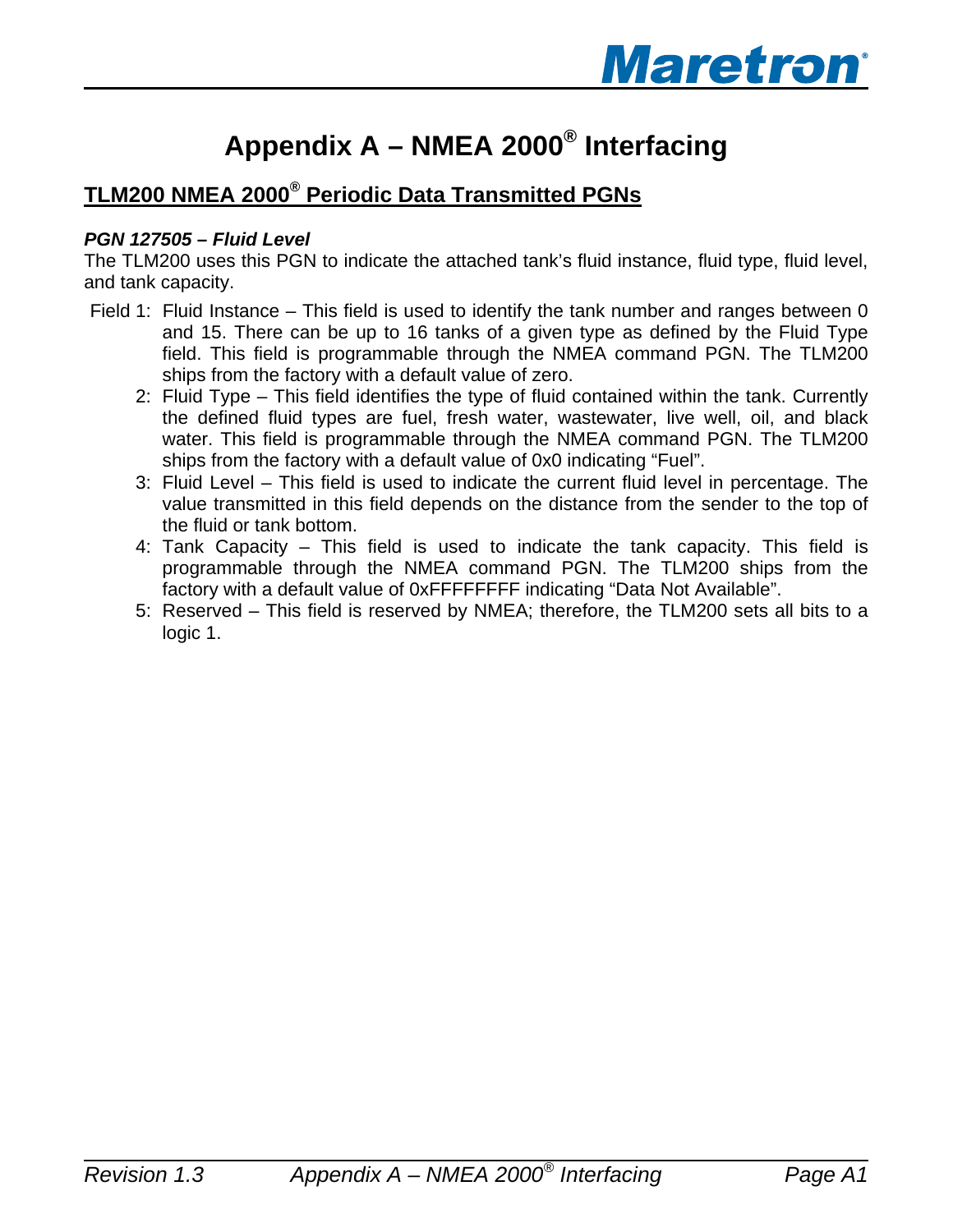# Appendix A – NMEA 2000® Interfacing

## TLM200 NMEA 2000® Periodic Data Transmitted PGNs

***PGN 127505 – Fluid Level***

The TLM200 uses this PGN to indicate the attached tank's fluid instance, fluid type, fluid level, and tank capacity.

Field 1: Fluid Instance – This field is used to identify the tank number and ranges between 0 and 15. There can be up to 16 tanks of a given type as defined by the Fluid Type field. This field is programmable through the NMEA command PGN. The TLM200 ships from the factory with a default value of zero.

2: Fluid Type – This field identifies the type of fluid contained within the tank. Currently the defined fluid types are fuel, fresh water, wastewater, live well, oil, and black water. This field is programmable through the NMEA command PGN. The TLM200 ships from the factory with a default value of 0x0 indicating "Fuel".

3: Fluid Level – This field is used to indicate the current fluid level in percentage. The value transmitted in this field depends on the distance from the sender to the top of the fluid or tank bottom.

4: Tank Capacity – This field is used to indicate the tank capacity. This field is programmable through the NMEA command PGN. The TLM200 ships from the factory with a default value of 0xFFFFFFFF indicating "Data Not Available".

5: Reserved – This field is reserved by NMEA; therefore, the TLM200 sets all bits to a logic 1.